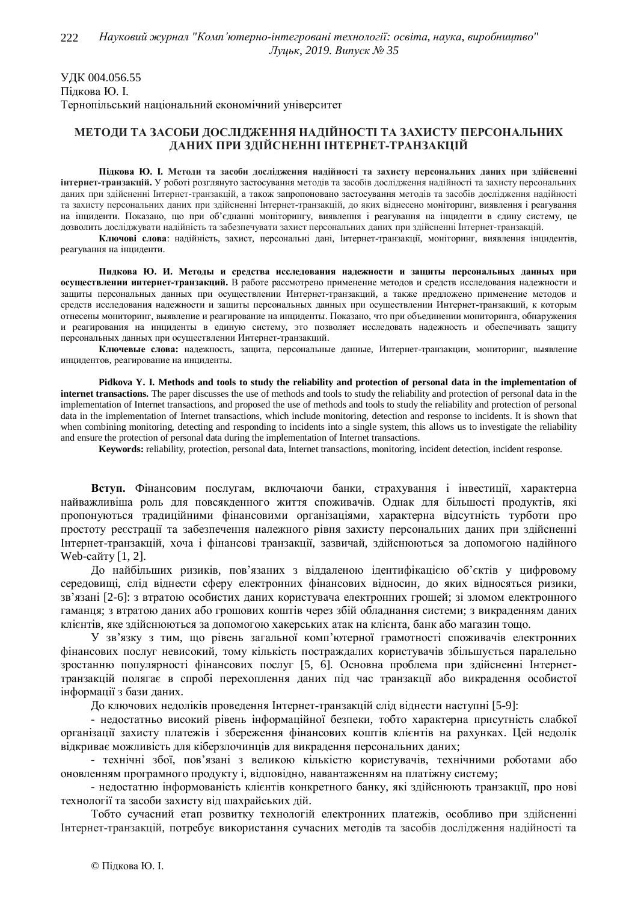УДК 004.056.55
Підкова Ю. І.
Тернопільський національний економічний університет

# МЕТОДИ ТА ЗАСОБИ ДОСЛІДЖЕННЯ НАДІЙНОСТІ ТА ЗАХИСТУ ПЕРСОНАЛЬНИХ ДАНИХ ПРИ ЗДІЙСНЕННІ ІНТЕРНЕТ-ТРАНЗАКЦІЙ

**Підкова Ю. І. Методи та засоби дослідження надійності та захисту персональних даних при здійсненні інтернет-транзакцій.** У роботі розглянуто застосування методів та засобів дослідження надійності та захисту персональних даних при здійсненні Інтернет-транзакцій, а також запропоновано застосування методів та засобів дослідження надійності та захисту персональних даних при здійсненні Інтернет-транзакцій, до яких віднесено моніторинг, виявлення і реагування на інциденти. Показано, що при об'єднанні моніторингу, виявлення і реагування на інциденти в єдину систему, це дозволить досліджувати надійність та забезпечувати захист персональних даних при здійсненні Інтернет-транзакцій.

**Ключові слова**: надійність, захист, персональні дані, Інтернет-транзакції, моніторинг, виявлення інцидентів, реагування на інциденти.

**Пидкова Ю. И. Методы и средства исследования надежности и защиты персональных данных при осуществлении интернет-транзакций.** В работе рассмотрено применение методов и средств исследования надежности и защиты персональных данных при осуществлении Интернет-транзакций, а также предложено применение методов и средств исследования надежности и защиты персональных данных при осуществлении Интернет-транзакций, к которым отнесены мониторинг, выявление и реагирование на инциденты. Показано, что при объединении мониторинга, обнаружения и реагирования на инциденты в единую систему, это позволяет исследовать надежность и обеспечивать защиту персональных данных при осуществлении Интернет-транзакций.

**Ключевые слова:** надежность, защита, персональные данные, Интернет-транзакции, мониторинг, выявление инцидентов, реагирование на инциденты.

**Pidkova Y. I. Methods and tools to study the reliability and protection of personal data in the implementation of internet transactions.** The paper discusses the use of methods and tools to study the reliability and protection of personal data in the implementation of Internet transactions, and proposed the use of methods and tools to study the reliability and protection of personal data in the implementation of Internet transactions, which include monitoring, detection and response to incidents. It is shown that when combining monitoring, detecting and responding to incidents into a single system, this allows us to investigate the reliability and ensure the protection of personal data during the implementation of Internet transactions.

**Keywords:** reliability, protection, personal data, Internet transactions, monitoring, incident detection, incident response.

**Вступ.** Фінансовим послугам, включаючи банки, страхування і інвестиції, характерна найважливіша роль для повсякденного життя споживачів. Однак для більшості продуктів, які пропонуються традиційними фінансовими організаціями, характерна відсутність турботи про простоту реєстрації та забезпечення належного рівня захисту персональних даних при здійсненні Інтернет-транзакцій, хоча і фінансові транзакції, зазвичай, здійснюються за допомогою надійного Web-сайту [1, 2].

До найбільших ризиків, пов'язаних з віддаленою ідентифікацією об'єктів у цифровому середовищі, слід віднести сферу електронних фінансових відносин, до яких відносяться ризики, зв'язані [2-6]: з втратою особистих даних користувача електронних грошей; зі зломом електронного гаманця; з втратою даних або грошових коштів через збій обладнання системи; з викраденням даних клієнтів, яке здійснюються за допомогою хакерських атак на клієнта, банк або магазин тощо.

У зв'язку з тим, що рівень загальної комп'ютерної грамотності споживачів електронних фінансових послуг невисокий, тому кількість постраждалих користувачів збільшується паралельно зростанню популярності фінансових послуг [5, 6]. Основна проблема при здійсненні Інтернет-транзакцій полягає в спробі перехоплення даних під час транзакції або викрадення особистої інформації з бази даних.

До ключових недоліків проведення Інтернет-транзакцій слід віднести наступні [5-9]:

- недостатньо високий рівень інформаційної безпеки, тобто характерна присутність слабкої організації захисту платежів і збереження фінансових коштів клієнтів на рахунках. Цей недолік відкриває можливість для кіберзлочинців для викрадення персональних даних;
- технічні збої, пов'язані з великою кількістю користувачів, технічними роботами або оновленням програмного продукту і, відповідно, навантаженням на платіжну систему;
- недостатню інформованість клієнтів конкретного банку, які здійснюють транзакції, про нові технології та засоби захисту від шахрайських дій.

Тобто сучасний етап розвитку технологій електронних платежів, особливо при здійсненні Інтернет-транзакцій, потребує використання сучасних методів та засобів дослідження надійності та

© Підкова Ю. І.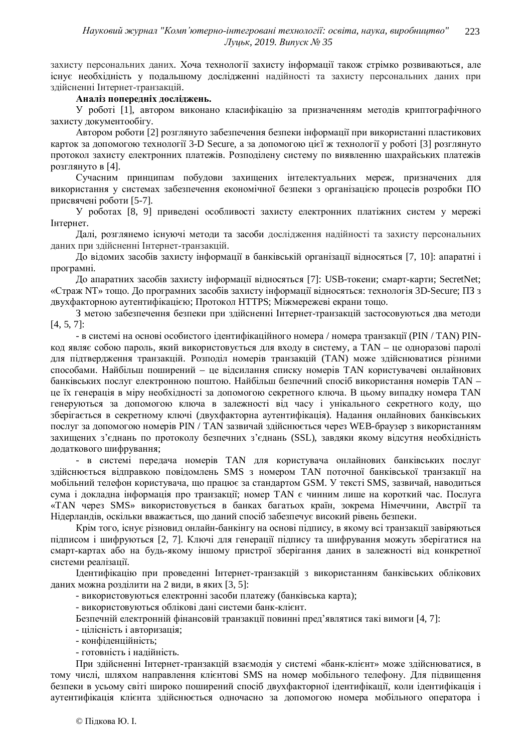захисту персональних даних. Хоча технології захисту інформації також стрімко розвиваються, але існує необхідність у подальшому дослідженні надійності та захисту персональних даних при здійсненні Інтернет-транзакцій.

**Аналіз попередніх досліджень.**

У роботі [1], автором виконано класифікацію за призначенням методів криптографічного захисту документообігу.

Автором роботи [2] розглянуто забезпечення безпеки інформації при використанні пластикових карток за допомогою технології 3-D Secure, а за допомогою цієї ж технології у роботі [3] розглянуто протокол захисту електронних платежів. Розподілену систему по виявленню шахрайських платежів розглянуто в [4].

Сучасним принципам побудови захищених інтелектуальних мереж, призначених для використання у системах забезпечення економічної безпеки з організацією процесів розробки ПО присвячені роботи [5-7].

У роботах [8, 9] приведені особливості захисту електронних платіжних систем у мережі Інтернет.

Далі, розглянемо існуючі методи та засоби дослідження надійності та захисту персональних даних при здійсненні Інтернет-транзакцій.

До відомих засобів захисту інформації в банківській організації відносяться [7, 10]: апаратні і програмні.

До апаратних засобів захисту інформації відносяться [7]: USB-токени; смарт-карти; SecretNet; «Страж NT» тощо. До програмних засобів захисту інформації відносяться: технологія 3D-Secure; ПЗ з двухфакторною аутентифікацією; Протокол HTTPS; Міжмережеві екрани тощо.

З метою забезпечення безпеки при здійсненні Інтернет-транзакцій застосовуються два методи [4, 5, 7]:

- в системі на основі особистого ідентифікаційного номера / номера транзакції (PIN / TAN) PIN-код являє собою пароль, який використовується для входу в систему, а TAN – це одноразові паролі для підтвердження транзакцій. Розподіл номерів транзакцій (TAN) може здійснюватися різними способами. Найбільш поширений – це відсилання списку номерів TAN користувачеві онлайнових банківських послуг електронною поштою. Найбільш безпечний спосіб використання номерів TAN – це їх генерація в міру необхідності за допомогою секретного ключа. В цьому випадку номера TAN генеруються за допомогою ключа в залежності від часу і унікального секретного коду, що зберігається в секретному ключі (двухфакторна аутентифікація). Надання онлайнових банківських послуг за допомогою номерів PIN / TAN зазвичай здійснюється через WEB-браузер з використанням захищених з'єднань по протоколу безпечних з'єднань (SSL), завдяки якому відсутня необхідність додаткового шифрування;

- в системі передача номерів TAN для користувача онлайнових банківських послуг здійснюється відправкою повідомлень SMS з номером TAN поточної банківської транзакції на мобільний телефон користувача, що працює за стандартом GSM. У тексті SMS, зазвичай, наводиться сума і докладна інформація про транзакції; номер TAN є чинним лише на короткий час. Послуга «TAN через SMS» використовується в банках багатьох країн, зокрема Німеччини, Австрії та Нідерландів, оскільки вважається, що даний спосіб забезпечує високий рівень безпеки.

Крім того, існує різновид онлайн-банкінгу на основі підпису, в якому всі транзакції завіряються підписом і шифруються [2, 7]. Ключі для генерації підпису та шифрування можуть зберігатися на смарт-картах або на будь-якому іншому пристрої зберігання даних в залежності від конкретної системи реалізації.

Ідентифікацію при проведенні Інтернет-транзакцій з використанням банківських облікових даних можна розділити на 2 види, в яких [3, 5]:

- використовуються електронні засоби платежу (банківська карта);
- використовуються облікові дані системи банк-клієнт.

Безпечній електронній фінансовій транзакції повинні пред'являтися такі вимоги [4, 7]:

- цілісність і авторизація;
- конфіденційність;
- готовність і надійність.

При здійсненні Інтернет-транзакцій взаємодія у системі «банк-клієнт» може здійснюватися, в тому числі, шляхом направлення клієнтові SMS на номер мобільного телефону. Для підвищення безпеки в усьому світі широко поширений спосіб двухфакторної ідентифікації, коли ідентифікація і аутентифікація клієнта здійснюється одночасно за допомогою номера мобільного оператора і

© Підкова Ю. І.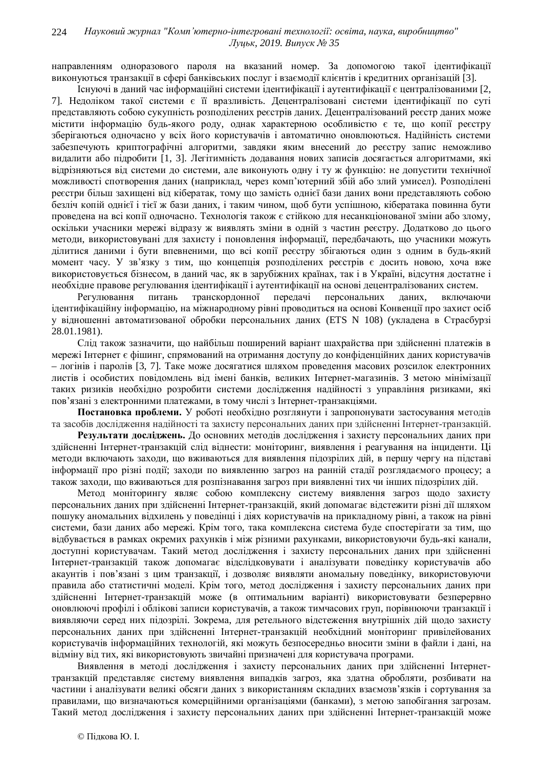направленням одноразового пароля на вказаний номер. За допомогою такої ідентифікації виконуються транзакції в сфері банківських послуг і взаємодії клієнтів і кредитних організацій [3].

Існуючі в даний час інформаційні системи ідентифікації і аутентифікації є централізованими [2, 7]. Недоліком такої системи є її вразливість. Децентралізовані системи ідентифікації по суті представляють собою сукупність розподілених реєстрів даних. Децентралізований реєстр даних може містити інформацію будь-якого роду, однак характерною особливістю є те, що копії реєстру зберігаються одночасно у всіх його користувачів і автоматично оновлюються. Надійність системи забезпечують криптографічні алгоритми, завдяки яким внесений до реєстру запис неможливо видалити або підробити [1, 3]. Легітимність додавання нових записів досягається алгоритмами, які відрізняються від системи до системи, але виконують одну і ту ж функцію: не допустити технічної можливості спотворення даних (наприклад, через комп'ютерний збій або злий умисел). Розподілені реєстри більш захищені від кібератак, тому що замість однієї бази даних вони представляють собою безліч копій однієї і тієї ж бази даних, і таким чином, щоб бути успішною, кібератака повинна бути проведена на всі копії одночасно. Технологія також є стійкою для несанкціонованої зміни або злому, оскільки учасники мережі відразу ж виявлять зміни в одній з частин реєстру. Додатково до цього методи, використовувані для захисту і поновлення інформації, передбачають, що учасники можуть ділитися даними і бути впевненими, що всі копії реєстру збігаються один з одним в будь-який момент часу. У зв'язку з тим, що концепція розподілених реєстрів є досить новою, хоча вже використовується бізнесом, в даний час, як в зарубіжних країнах, так і в Україні, відсутня достатнє і необхідне правове регулювання ідентифікації і аутентифікації на основі децентралізованих систем.

Регулювання питань транскордонної передачі персональних даних, включаючи ідентифікаційну інформацію, на міжнародному рівні проводиться на основі Конвенції про захист осіб у відношенні автоматизованої обробки персональних даних (ETS N 108) (укладена в Страсбурзі 28.01.1981).

Слід також зазначити, що найбільш поширений варіант шахрайства при здійсненні платежів в мережі Інтернет є фішинг, спрямований на отримання доступу до конфіденційних даних користувачів – логінів і паролів [3, 7]. Таке може досягатися шляхом проведення масових розсилок електронних листів і особистих повідомлень від імені банків, великих Інтернет-магазинів. З метою мінімізації таких ризиків необхідно розробити системи дослідження надійності з управління ризиками, які пов'язані з електронними платежами, в тому числі з Інтернет-транзакціями.

**Постановка проблеми.** У роботі необхідно розглянути і запропонувати застосування методів та засобів дослідження надійності та захисту персональних даних при здійсненні Інтернет-транзакцій.

**Результати досліджень.** До основних методів дослідження і захисту персональних даних при здійсненні Інтернет-транзакцій слід віднести: моніторинг, виявлення і реагування на інциденти. Ці методи включають заходи, що вживаються для виявлення підозрілих дій, в першу чергу на підставі інформації про різні події; заходи по виявленню загроз на ранній стадії розглядаємого процесу; а також заходи, що вживаються для розпізнавання загроз при виявленні тих чи інших підозрілих дій.

Метод моніторингу являє собою комплексну систему виявлення загроз щодо захисту персональних даних при здійсненні Інтернет-транзакцій, який допомагає відстежити різні дії шляхом пошуку аномальних відхилень у поведінці і діях користувачів на прикладному рівні, а також на рівні системи, бази даних або мережі. Крім того, така комплексна система буде спостерігати за тим, що відбувається в рамках окремих рахунків і між різними рахунками, використовуючи будь-які канали, доступні користувачам. Такий метод дослідження і захисту персональних даних при здійсненні Інтернет-транзакцій також допомагає відслідковувати і аналізувати поведінку користувачів або акаунтів і пов'язані з цим транзакції, і дозволяє виявляти аномальну поведінку, використовуючи правила або статистичні моделі. Крім того, метод дослідження і захисту персональних даних при здійсненні Інтернет-транзакцій може (в оптимальним варіанті) використовувати безперервно оновлюючі профілі і облікові записи користувачів, а також тимчасових груп, порівнюючи транзакції і виявляючи серед них підозрілі. Зокрема, для ретельного відстеження внутрішніх дій щодо захисту персональних даних при здійсненні Інтернет-транзакцій необхідний моніторинг привілейованих користувачів інформаційних технологій, які можуть безпосередньо вносити зміни в файли і дані, на відміну від тих, які використовують звичайні призначені для користувача програми.

Виявлення в методі дослідження і захисту персональних даних при здійсненні Інтернет-транзакцій представляє систему виявлення випадків загроз, яка здатна обробляти, розбивати на частини і аналізувати великі обсяги даних з використанням складних взаємозв'язків і сортування за правилами, що визначаються комерційними організаціями (банками), з метою запобігання загрозам. Такий метод дослідження і захисту персональних даних при здійсненні Інтернет-транзакцій може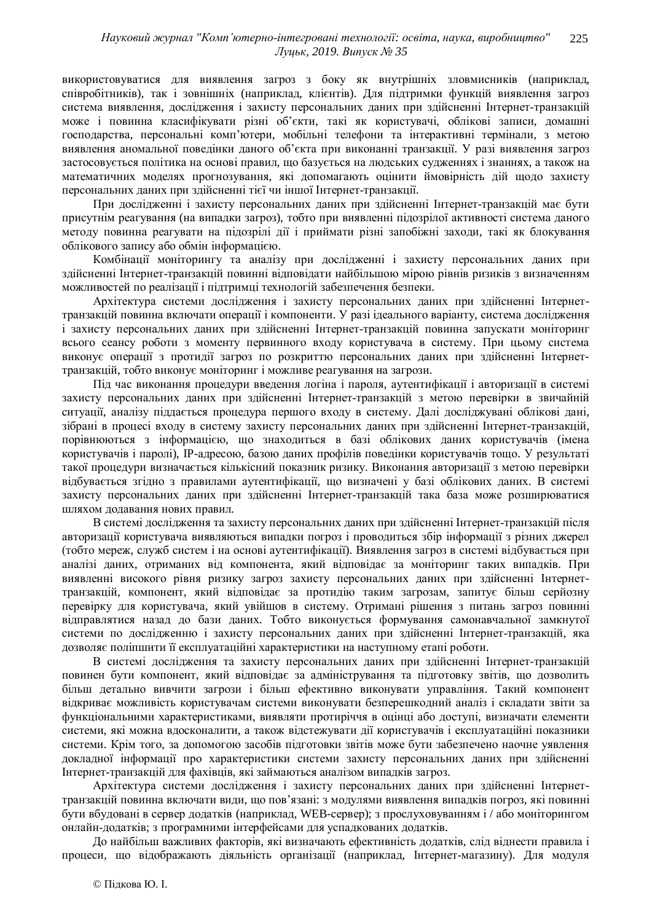використовуватися для виявлення загроз з боку як внутрішніх зловмисників (наприклад, співробітників), так і зовнішніх (наприклад, клієнтів). Для підтримки функцій виявлення загроз система виявлення, дослідження і захисту персональних даних при здійсненні Інтернет-транзакцій може і повинна класифікувати різні об’єкти, такі як користувачі, облікові записи, домашні господарства, персональні комп’ютери, мобільні телефони та інтерактивні термінали, з метою виявлення аномальної поведінки даного об’єкта при виконанні транзакції. У разі виявлення загроз застосовується політика на основі правил, що базується на людських судженнях і знаннях, а також на математичних моделях прогнозування, які допомагають оцінити ймовірність дій щодо захисту персональних даних при здійсненні тієї чи іншої Інтернет-транзакції.

При дослідженні і захисту персональних даних при здійсненні Інтернет-транзакцій має бути присутнім реагування (на випадки загроз), тобто при виявленні підозрілої активності система даного методу повинна реагувати на підозрілі дії і приймати різні запобіжні заходи, такі як блокування облікового запису або обмін інформацією.

Комбінації моніторингу та аналізу при дослідженні і захисту персональних даних при здійсненні Інтернет-транзакцій повинні відповідати найбільшою мірою рівнів ризиків з визначенням можливостей по реалізації і підтримці технологій забезпечення безпеки.

Архітектура системи дослідження і захисту персональних даних при здійсненні Інтернет-транзакцій повинна включати операції і компоненти. У разі ідеального варіанту, система дослідження і захисту персональних даних при здійсненні Інтернет-транзакцій повинна запускати моніторинг всього сеансу роботи з моменту первинного входу користувача в систему. При цьому система виконує операції з протидії загроз по розкриттю персональних даних при здійсненні Інтернет-транзакцій, тобто виконує моніторинг і можливе реагування на загрози.

Під час виконання процедури введення логіна і пароля, аутентифікації і авторизації в системі захисту персональних даних при здійсненні Інтернет-транзакцій з метою перевірки в звичайній ситуації, аналізу піддається процедура першого входу в систему. Далі досліджувані облікові дані, зібрані в процесі входу в систему захисту персональних даних при здійсненні Інтернет-транзакцій, порівнюються з інформацією, що знаходиться в базі облікових даних користувачів (імена користувачів і паролі), IP-адресою, базою даних профілів поведінки користувачів тощо. У результаті такої процедури визначається кількісний показник ризику. Виконання авторизації з метою перевірки відбувається згідно з правилами аутентифікації, що визначені у базі облікових даних. В системі захисту персональних даних при здійсненні Інтернет-транзакцій така база може розширюватися шляхом додавання нових правил.

В системі дослідження та захисту персональних даних при здійсненні Інтернет-транзакцій після авторизації користувача виявляються випадки погроз і проводиться збір інформації з різних джерел (тобто мереж, служб систем і на основі аутентифікації). Виявлення загроз в системі відбувається при аналізі даних, отриманих від компонента, який відповідає за моніторинг таких випадків. При виявленні високого рівня ризику загроз захисту персональних даних при здійсненні Інтернет-транзакцій, компонент, який відповідає за протидію таким загрозам, запитує більш серйозну перевірку для користувача, який увійшов в систему. Отримані рішення з питань загроз повинні відправлятися назад до бази даних. Тобто виконується формування самонавчальної замкнутої системи по дослідженню і захисту персональних даних при здійсненні Інтернет-транзакцій, яка дозволяє поліпшити її експлуатаційні характеристики на наступному етапі роботи.

В системі дослідження та захисту персональних даних при здійсненні Інтернет-транзакцій повинен бути компонент, який відповідає за адміністрування та підготовку звітів, що дозволить більш детально вивчити загрози і більш ефективно виконувати управління. Такий компонент відкриває можливість користувачам системи виконувати безперешкодний аналіз і складати звіти за функціональними характеристиками, виявляти протиріччя в оцінці або доступі, визначати елементи системи, які можна вдосконалити, а також відстежувати дії користувачів і експлуатаційні показники системи. Крім того, за допомогою засобів підготовки звітів може бути забезпечено наочне уявлення докладної інформації про характеристики системи захисту персональних даних при здійсненні Інтернет-транзакцій для фахівців, які займаються аналізом випадків загроз.

Архітектура системи дослідження і захисту персональних даних при здійсненні Інтернет-транзакцій повинна включати види, що пов’язані: з модулями виявлення випадків погроз, які повинні бути вбудовані в сервер додатків (наприклад, WEB-сервер); з прослуховуванням і / або моніторингом онлайн-додатків; з програмними інтерфейсами для успадкованих додатків.

До найбільш важливих факторів, які визначають ефективність додатків, слід віднести правила і процеси, що відображають діяльність організації (наприклад, Інтернет-магазину). Для модуля

© Підкова Ю. І.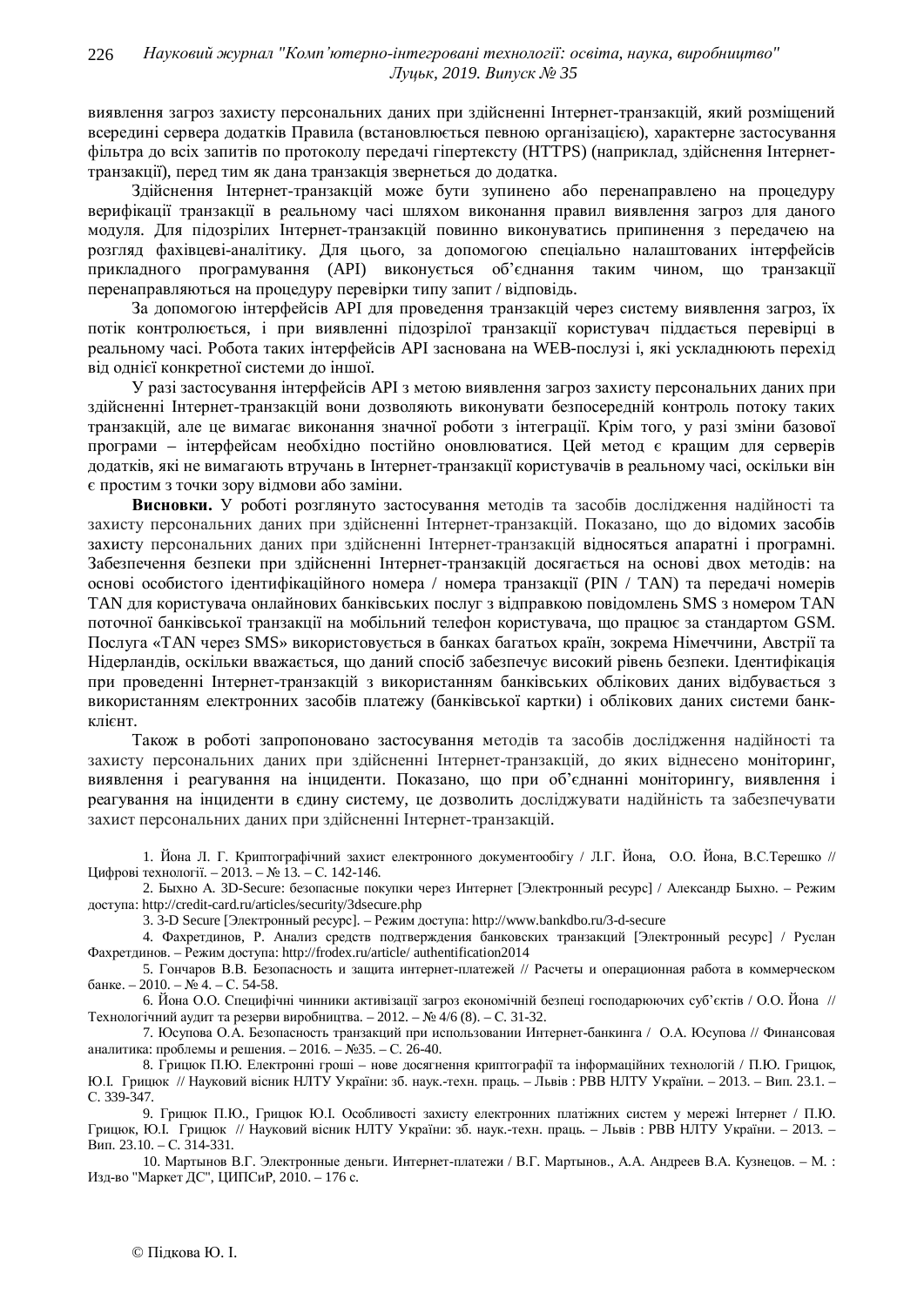виявлення загроз захисту персональних даних при здійсненні Інтернет-транзакцій, який розміщений всередині сервера додатків Правила (встановлюється певною організацією), характерне застосування фільтра до всіх запитів по протоколу передачі гіпертексту (HTTPS) (наприклад, здійснення Інтернет-транзакції), перед тим як дана транзакція звернеться до додатка.

Здійснення Інтернет-транзакцій може бути зупинено або перенаправлено на процедуру верифікації транзакції в реальному часі шляхом виконання правил виявлення загроз для даного модуля. Для підозрілих Інтернет-транзакцій повинно виконуватись припинення з передачею на розгляд фахівцеві-аналітику. Для цього, за допомогою спеціально налаштованих інтерфейсів прикладного програмування (API) виконується об'єднання таким чином, що транзакції перенаправляються на процедуру перевірки типу запит / відповідь.

За допомогою інтерфейсів API для проведення транзакцій через систему виявлення загроз, їх потік контролюється, і при виявленні підозрілої транзакції користувач піддається перевірці в реальному часі. Робота таких інтерфейсів API заснована на WEB-послузі і, які ускладнюють перехід від однієї конкретної системи до іншої.

У разі застосування інтерфейсів API з метою виявлення загроз захисту персональних даних при здійсненні Інтернет-транзакцій вони дозволяють виконувати безпосередній контроль потоку таких транзакцій, але це вимагає виконання значної роботи з інтеграції. Крім того, у разі зміни базової програми – інтерфейсам необхідно постійно оновлюватися. Цей метод є кращим для серверів додатків, які не вимагають втручань в Інтернет-транзакції користувачів в реальному часі, оскільки він є простим з точки зору відмови або заміни.

**Висновки.** У роботі розглянуто застосування методів та засобів дослідження надійності та захисту персональних даних при здійсненні Інтернет-транзакцій. Показано, що до відомих засобів захисту персональних даних при здійсненні Інтернет-транзакцій відносяться апаратні і програмні. Забезпечення безпеки при здійсненні Інтернет-транзакцій досягається на основі двох методів: на основі особистого ідентифікаційного номера / номера транзакції (PIN / TAN) та передачі номерів TAN для користувача онлайнових банківських послуг з відправкою повідомлень SMS з номером TAN поточної банківської транзакції на мобільний телефон користувача, що працює за стандартом GSM. Послуга «TAN через SMS» використовується в банках багатьох країн, зокрема Німеччини, Австрії та Нідерландів, оскільки вважається, що даний спосіб забезпечує високий рівень безпеки. Ідентифікація при проведенні Інтернет-транзакцій з використанням банківських облікових даних відбувається з використанням електронних засобів платежу (банківської картки) і облікових даних системи банк-клієнт.

Також в роботі запропоновано застосування методів та засобів дослідження надійності та захисту персональних даних при здійсненні Інтернет-транзакцій, до яких віднесено моніторинг, виявлення і реагування на інциденти. Показано, що при об'єднанні моніторингу, виявлення і реагування на інциденти в єдину систему, це дозволить досліджувати надійність та забезпечувати захист персональних даних при здійсненні Інтернет-транзакцій.

1. Йона Л. Г. Криптографічний захист електронного документообігу / Л.Г. Йона, О.О. Йона, В.С.Терешко // Цифрові технології. – 2013. – № 13. – С. 142-146.

2. Быхно А. 3D-Secure: безопасные покупки через Интернет [Электронный ресурс] / Александр Быхно. – Режим доступа: http://credit-card.ru/articles/security/3dsecure.php

3. 3-D Secure [Электронный ресурс]. – Режим доступа: http://www.bankdbo.ru/3-d-secure

4. Фахретдинов, Р. Анализ средств подтверждения банковских транзакций [Электронный ресурс] / Руслан Фахретдинов. – Режим доступа: http://frodex.ru/article/ authentification2014

5. Гончаров В.В. Безопасность и защита интернет-платежей // Расчеты и операционная работа в коммерческом банке. – 2010. – № 4. – С. 54-58.

6. Йона О.О. Специфічні чинники активізації загроз економічній безпеці господарюючих суб'єктів / О.О. Йона // Технологічний аудит та резерви виробництва. – 2012. – № 4/6 (8). – С. 31-32.

7. Юсупова О.А. Безопасность транзакций при использовании Интернет-банкинга / О.А. Юсупова // Финансовая аналитика: проблемы и решения. – 2016. – №35. – С. 26-40.

8. Грицюк П.Ю. Електронні гроші – нове досягнення криптографії та інформаційних технологій / П.Ю. Грицюк, Ю.І. Грицюк // Науковий вісник НЛТУ України: зб. наук.-техн. праць. – Львів : РВВ НЛТУ України. – 2013. – Вип. 23.1. – С. 339-347.

9. Грицюк П.Ю., Грицюк Ю.І. Особливості захисту електронних платіжних систем у мережі Інтернет / П.Ю. Грицюк, Ю.І. Грицюк // Науковий вісник НЛТУ України: зб. наук.-техн. праць. – Львів : РВВ НЛТУ України. – 2013. – Вип. 23.10. – С. 314-331.

10. Мартынов В.Г. Электронные деньги. Интернет-платежи / В.Г. Мартынов., А.А. Андреев В.А. Кузнецов. – М. : Изд-во "Маркет ДС", ЦИПСиР, 2010. – 176 с.

© Підкова Ю. І.